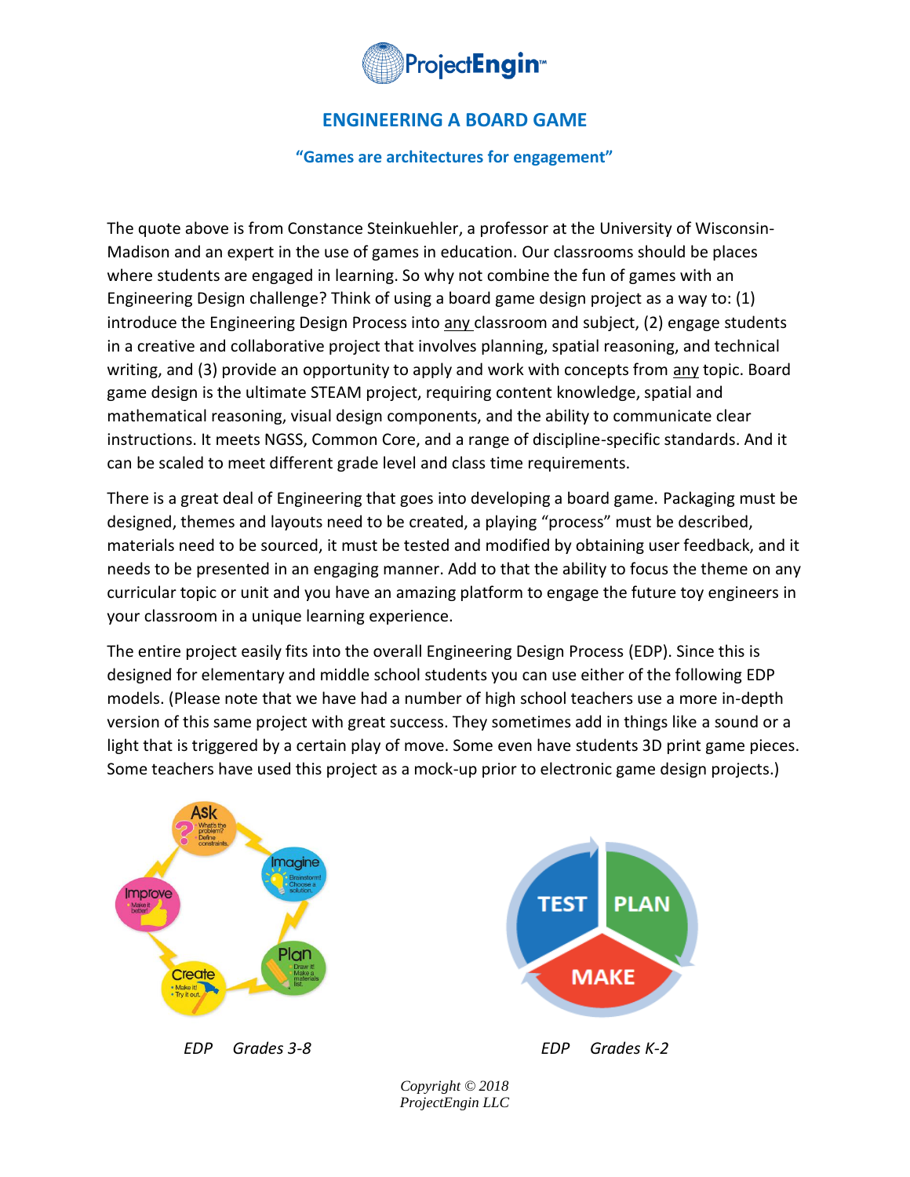# ENGINEERING A BOARD GAME

**"Games are architectures for engagement"**

The quote above is from Constance Steinkuehler, a professor at the University of Wisconsin-Madison and an expert in the use of games in education. Our classrooms should be places where students are engaged in learning. So why not combine the fun of games with an Engineering Design challenge? Think of using a board game design project as a way to: (1) introduce the Engineering Design Process into <u>any</u> classroom and subject, (2) engage students in a creative and collaborative project that involves planning, spatial reasoning, and technical writing, and (3) provide an opportunity to apply and work with concepts from <u>any</u> topic. Board game design is the ultimate STEAM project, requiring content knowledge, spatial and mathematical reasoning, visual design components, and the ability to communicate clear instructions. It meets NGSS, Common Core, and a range of discipline-specific standards. And it can be scaled to meet different grade level and class time requirements.

There is a great deal of Engineering that goes into developing a board game. Packaging must be designed, themes and layouts need to be created, a playing "process" must be described, materials need to be sourced, it must be tested and modified by obtaining user feedback, and it needs to be presented in an engaging manner. Add to that the ability to focus the theme on any curricular topic or unit and you have an amazing platform to engage the future toy engineers in your classroom in a unique learning experience.

The entire project easily fits into the overall Engineering Design Process (EDP). Since this is designed for elementary and middle school students you can use either of the following EDP models. (Please note that we have had a number of high school teachers use a more in-depth version of this same project with great success. They sometimes add in things like a sound or a light that is triggered by a certain play of move. Some even have students 3D print game pieces. Some teachers have used this project as a mock-up prior to electronic game design projects.)

*EDP Grades 3-8*

*EDP Grades K-2*

Copyright © 2018
ProjectEngin LLC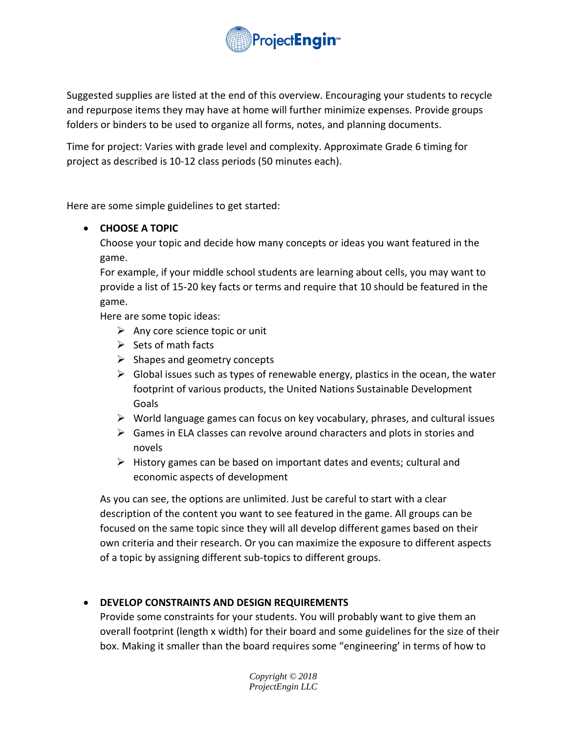Suggested supplies are listed at the end of this overview. Encouraging your students to recycle and repurpose items they may have at home will further minimize expenses. Provide groups folders or binders to be used to organize all forms, notes, and planning documents.

Time for project: Varies with grade level and complexity. Approximate Grade 6 timing for project as described is 10-12 class periods (50 minutes each).

Here are some simple guidelines to get started:

- **CHOOSE A TOPIC**
  Choose your topic and decide how many concepts or ideas you want featured in the game.
  For example, if your middle school students are learning about cells, you may want to provide a list of 15-20 key facts or terms and require that 10 should be featured in the game.
  Here are some topic ideas:
    - Any core science topic or unit
    - Sets of math facts
    - Shapes and geometry concepts
    - Global issues such as types of renewable energy, plastics in the ocean, the water footprint of various products, the United Nations Sustainable Development Goals
    - World language games can focus on key vocabulary, phrases, and cultural issues
    - Games in ELA classes can revolve around characters and plots in stories and novels
    - History games can be based on important dates and events; cultural and economic aspects of development

  As you can see, the options are unlimited. Just be careful to start with a clear description of the content you want to see featured in the game. All groups can be focused on the same topic since they will all develop different games based on their own criteria and their research. Or you can maximize the exposure to different aspects of a topic by assigning different sub-topics to different groups.

- **DEVELOP CONSTRAINTS AND DESIGN REQUIREMENTS**
  Provide some constraints for your students. You will probably want to give them an overall footprint (length x width) for their board and some guidelines for the size of their box. Making it smaller than the board requires some "engineering' in terms of how to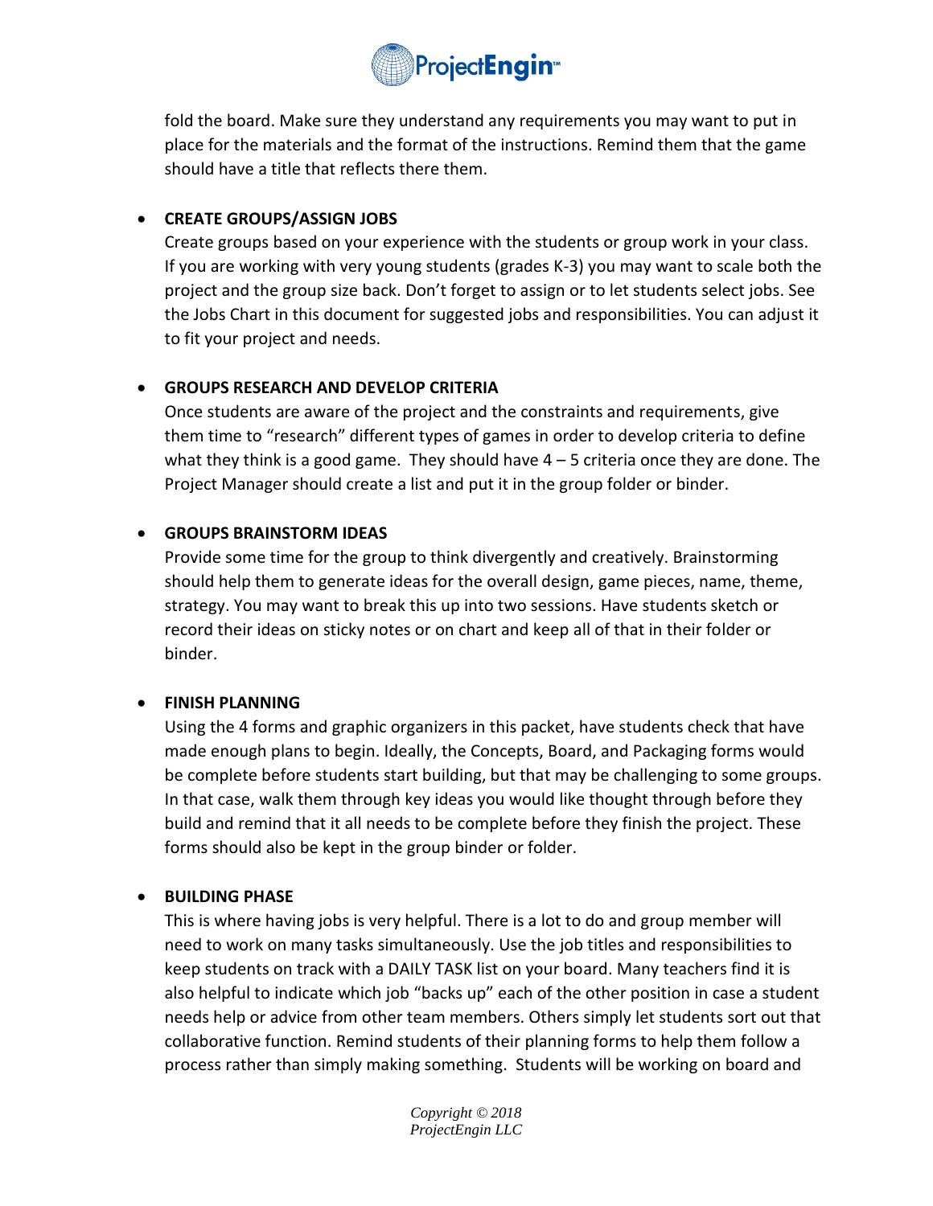fold the board. Make sure they understand any requirements you may want to put in place for the materials and the format of the instructions. Remind them that the game should have a title that reflects there them.

- **CREATE GROUPS/ASSIGN JOBS**
  Create groups based on your experience with the students or group work in your class. If you are working with very young students (grades K-3) you may want to scale both the project and the group size back. Don't forget to assign or to let students select jobs. See the Jobs Chart in this document for suggested jobs and responsibilities. You can adjust it to fit your project and needs.

- **GROUPS RESEARCH AND DEVELOP CRITERIA**
  Once students are aware of the project and the constraints and requirements, give them time to "research" different types of games in order to develop criteria to define what they think is a good game. They should have 4 – 5 criteria once they are done. The Project Manager should create a list and put it in the group folder or binder.

- **GROUPS BRAINSTORM IDEAS**
  Provide some time for the group to think divergently and creatively. Brainstorming should help them to generate ideas for the overall design, game pieces, name, theme, strategy. You may want to break this up into two sessions. Have students sketch or record their ideas on sticky notes or on chart and keep all of that in their folder or binder.

- **FINISH PLANNING**
  Using the 4 forms and graphic organizers in this packet, have students check that have made enough plans to begin. Ideally, the Concepts, Board, and Packaging forms would be complete before students start building, but that may be challenging to some groups. In that case, walk them through key ideas you would like thought through before they build and remind that it all needs to be complete before they finish the project. These forms should also be kept in the group binder or folder.

- **BUILDING PHASE**
  This is where having jobs is very helpful. There is a lot to do and group member will need to work on many tasks simultaneously. Use the job titles and responsibilities to keep students on track with a DAILY TASK list on your board. Many teachers find it is also helpful to indicate which job "backs up" each of the other position in case a student needs help or advice from other team members. Others simply let students sort out that collaborative function. Remind students of their planning forms to help them follow a process rather than simply making something. Students will be working on board and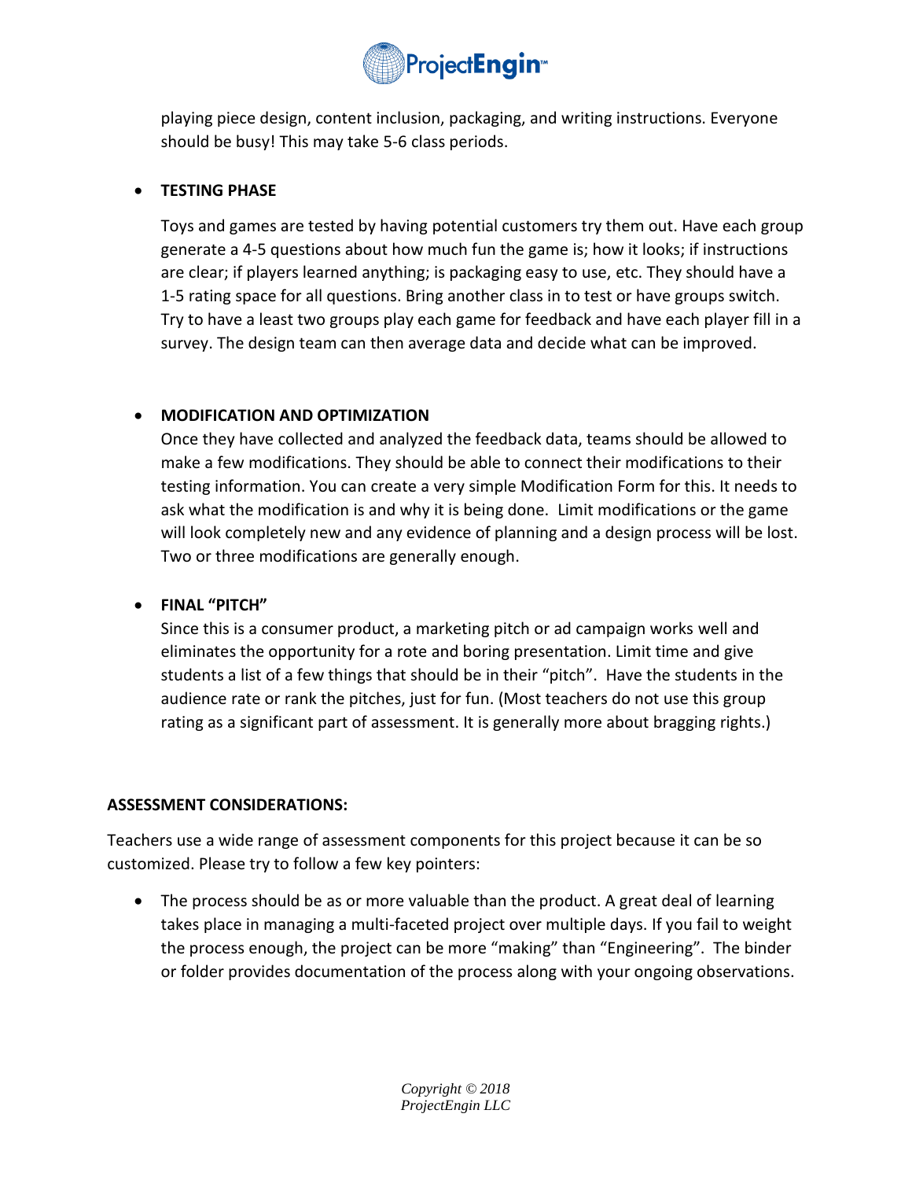playing piece design, content inclusion, packaging, and writing instructions. Everyone should be busy! This may take 5-6 class periods.

- **TESTING PHASE**

  Toys and games are tested by having potential customers try them out. Have each group generate a 4-5 questions about how much fun the game is; how it looks; if instructions are clear; if players learned anything; is packaging easy to use, etc. They should have a 1-5 rating space for all questions. Bring another class in to test or have groups switch. Try to have a least two groups play each game for feedback and have each player fill in a survey. The design team can then average data and decide what can be improved.

- **MODIFICATION AND OPTIMIZATION**

  Once they have collected and analyzed the feedback data, teams should be allowed to make a few modifications. They should be able to connect their modifications to their testing information. You can create a very simple Modification Form for this. It needs to ask what the modification is and why it is being done. Limit modifications or the game will look completely new and any evidence of planning and a design process will be lost. Two or three modifications are generally enough.

- **FINAL "PITCH"**

  Since this is a consumer product, a marketing pitch or ad campaign works well and eliminates the opportunity for a rote and boring presentation. Limit time and give students a list of a few things that should be in their "pitch". Have the students in the audience rate or rank the pitches, just for fun. (Most teachers do not use this group rating as a significant part of assessment. It is generally more about bragging rights.)

**ASSESSMENT CONSIDERATIONS:**

Teachers use a wide range of assessment components for this project because it can be so customized. Please try to follow a few key pointers:

- The process should be as or more valuable than the product. A great deal of learning takes place in managing a multi-faceted project over multiple days. If you fail to weight the process enough, the project can be more "making" than "Engineering". The binder or folder provides documentation of the process along with your ongoing observations.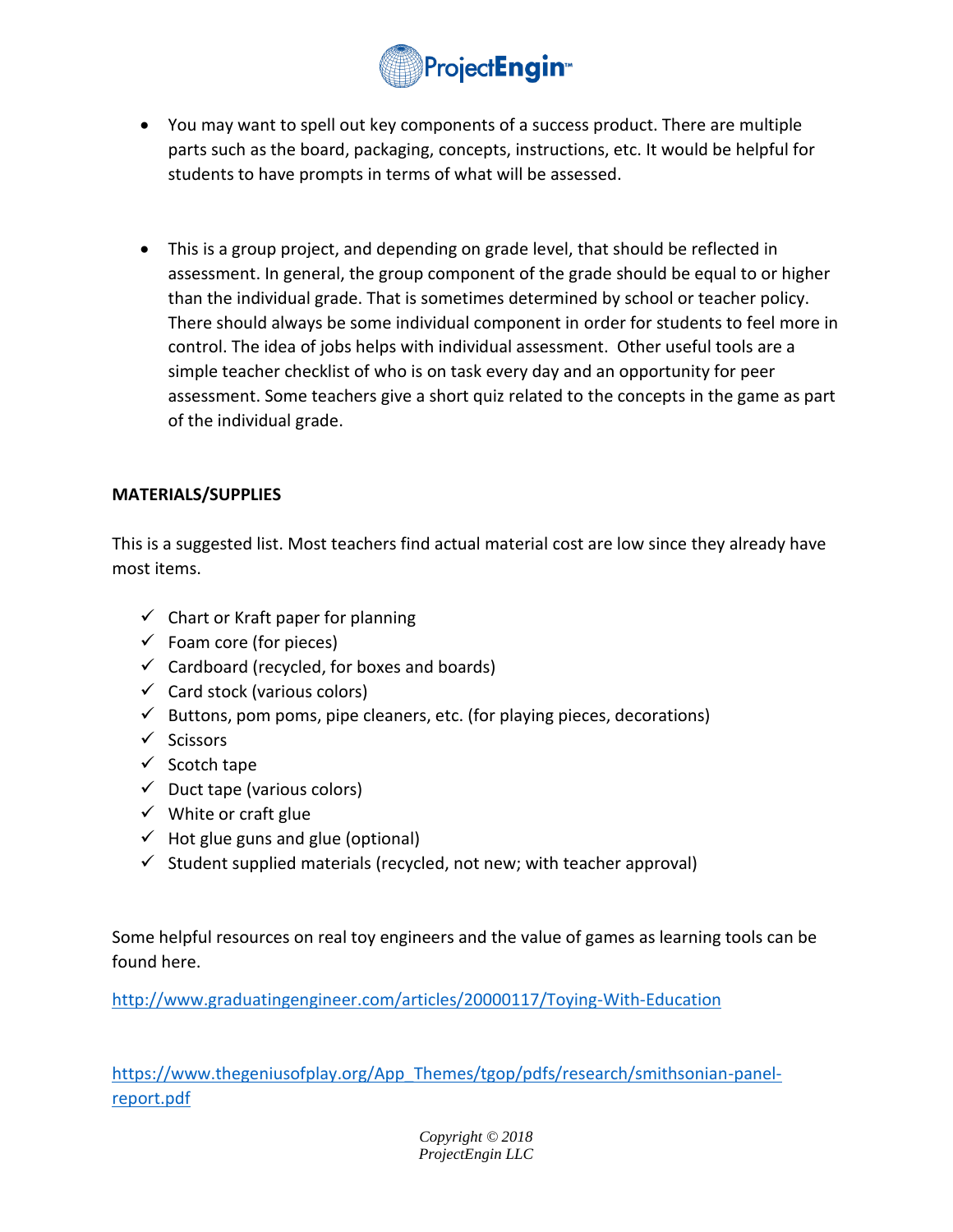- You may want to spell out key components of a success product. There are multiple parts such as the board, packaging, concepts, instructions, etc. It would be helpful for students to have prompts in terms of what will be assessed.

- This is a group project, and depending on grade level, that should be reflected in assessment. In general, the group component of the grade should be equal to or higher than the individual grade. That is sometimes determined by school or teacher policy. There should always be some individual component in order for students to feel more in control. The idea of jobs helps with individual assessment. Other useful tools are a simple teacher checklist of who is on task every day and an opportunity for peer assessment. Some teachers give a short quiz related to the concepts in the game as part of the individual grade.

**MATERIALS/SUPPLIES**

This is a suggested list. Most teachers find actual material cost are low since they already have most items.

- ✓ Chart or Kraft paper for planning
- ✓ Foam core (for pieces)
- ✓ Cardboard (recycled, for boxes and boards)
- ✓ Card stock (various colors)
- ✓ Buttons, pom poms, pipe cleaners, etc. (for playing pieces, decorations)
- ✓ Scissors
- ✓ Scotch tape
- ✓ Duct tape (various colors)
- ✓ White or craft glue
- ✓ Hot glue guns and glue (optional)
- ✓ Student supplied materials (recycled, not new; with teacher approval)

Some helpful resources on real toy engineers and the value of games as learning tools can be found here.

http://www.graduatingengineer.com/articles/20000117/Toying-With-Education

https://www.thegeniusofplay.org/App_Themes/tgop/pdfs/research/smithsonian-panel-report.pdf

*Copyright © 2018*
*ProjectEngin LLC*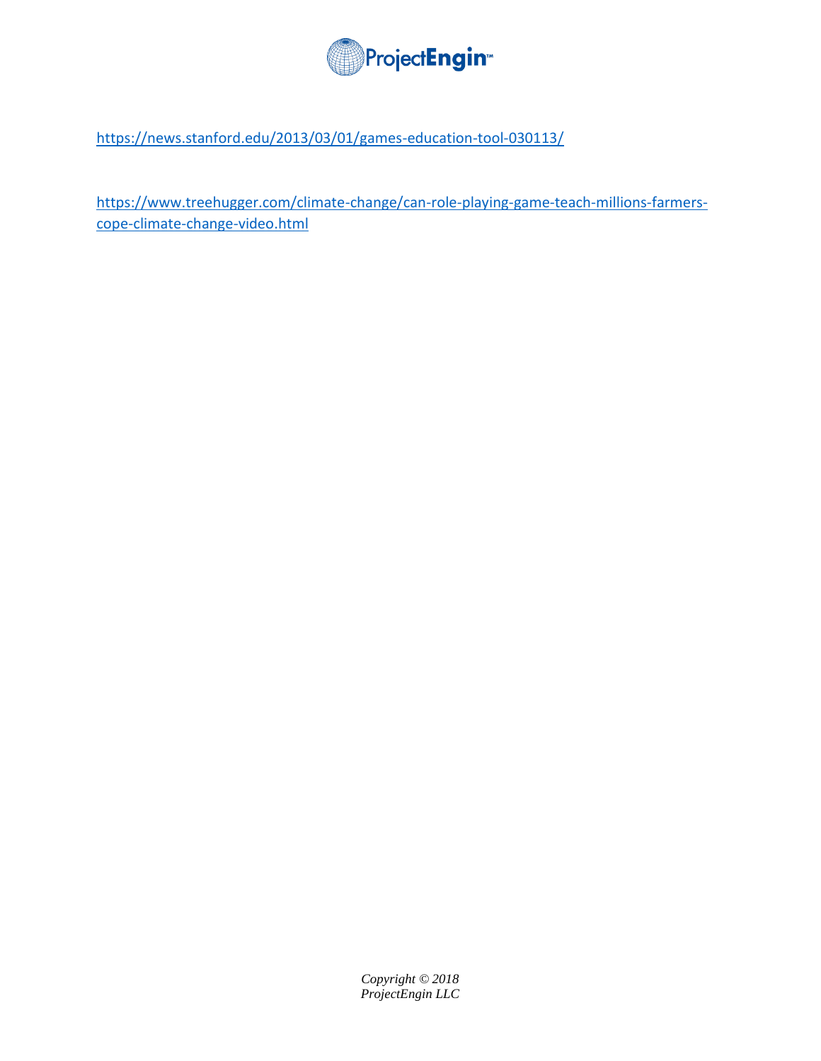https://news.stanford.edu/2013/03/01/games-education-tool-030113/

https://www.treehugger.com/climate-change/can-role-playing-game-teach-millions-farmers-cope-climate-change-video.html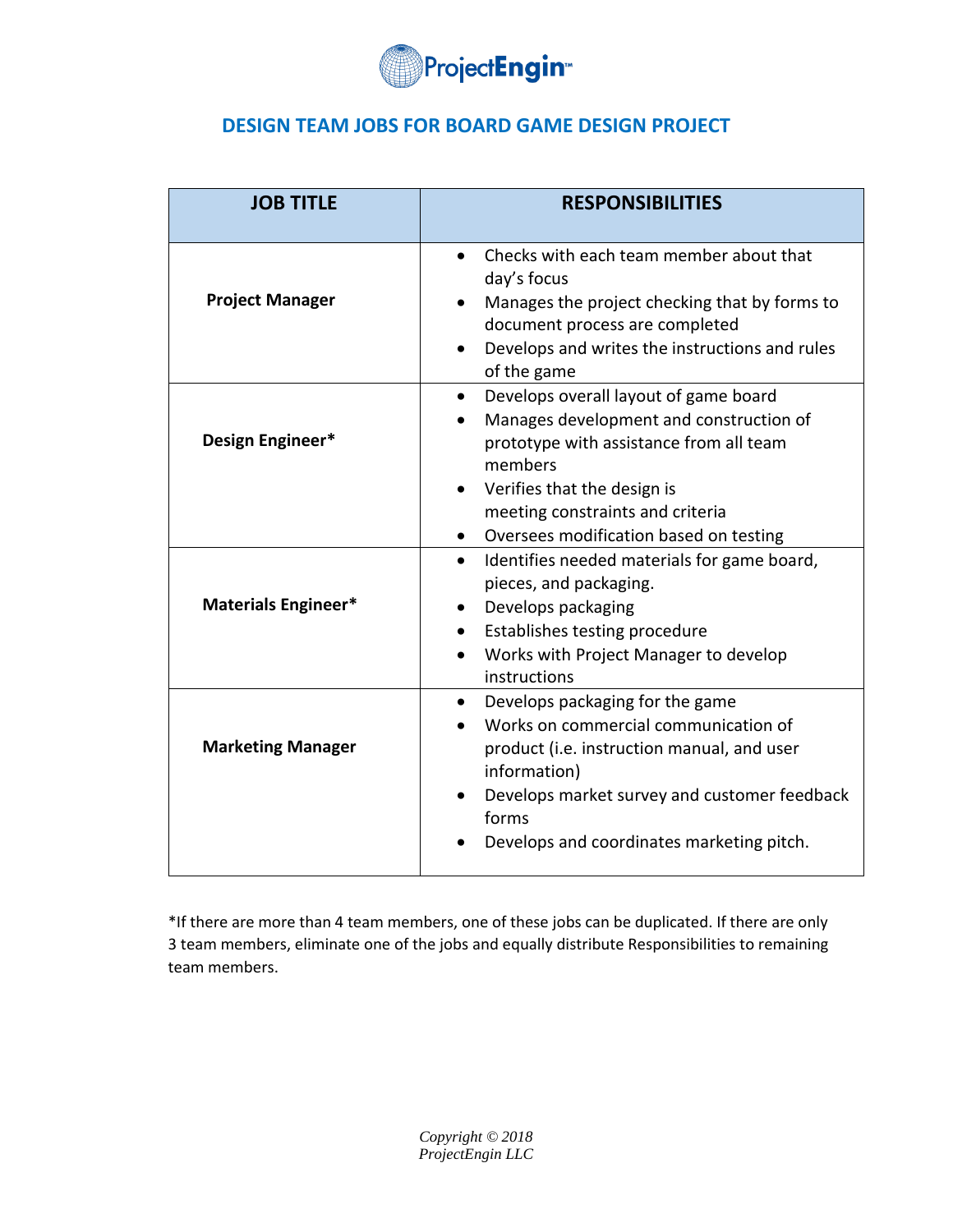## DESIGN TEAM JOBS FOR BOARD GAME DESIGN PROJECT

| JOB TITLE | RESPONSIBILITIES |
|---|---|
| **Project Manager** | • Checks with each team member about that day's focus<br>• Manages the project checking that by forms to document process are completed<br>• Develops and writes the instructions and rules of the game |
| **Design Engineer*** | • Develops overall layout of game board<br>• Manages development and construction of prototype with assistance from all team members<br>• Verifies that the design is meeting constraints and criteria<br>• Oversees modification based on testing |
| **Materials Engineer*** | • Identifies needed materials for game board, pieces, and packaging.<br>• Develops packaging<br>• Establishes testing procedure<br>• Works with Project Manager to develop instructions |
| **Marketing Manager** | • Develops packaging for the game<br>• Works on commercial communication of product (i.e. instruction manual, and user information)<br>• Develops market survey and customer feedback forms<br>• Develops and coordinates marketing pitch. |

*If there are more than 4 team members, one of these jobs can be duplicated. If there are only 3 team members, eliminate one of the jobs and equally distribute Responsibilities to remaining team members.

*Copyright © 2018*
*ProjectEngin LLC*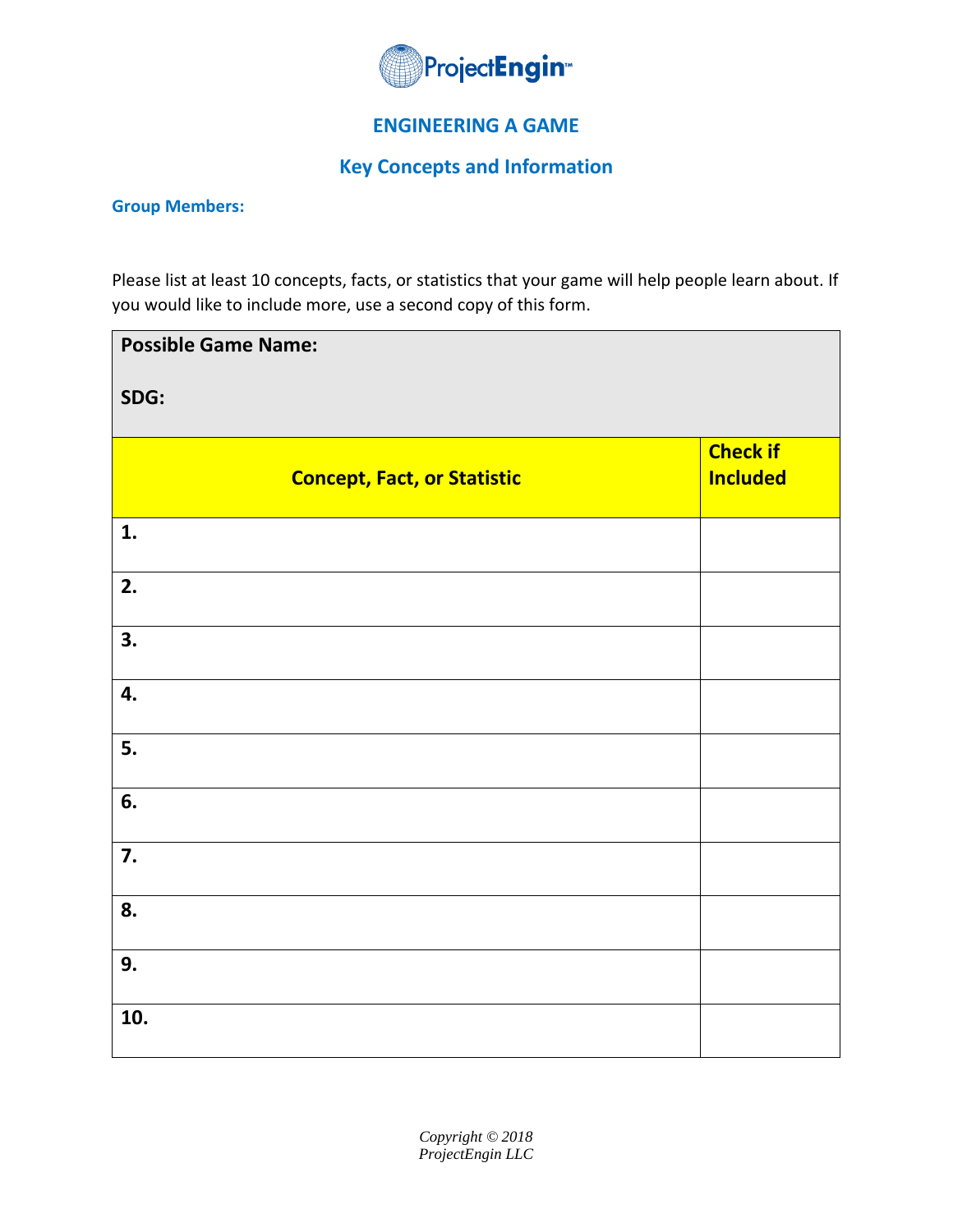ProjectEngin™

## ENGINEERING A GAME

### Key Concepts and Information

**Group Members:**

Please list at least 10 concepts, facts, or statistics that your game will help people learn about. If you would like to include more, use a second copy of this form.

| **Possible Game Name:**<br><br>**SDG:** | |
|---|---|
| **Concept, Fact, or Statistic** | **Check if Included** |
| **1.** | |
| **2.** | |
| **3.** | |
| **4.** | |
| **5.** | |
| **6.** | |
| **7.** | |
| **8.** | |
| **9.** | |
| **10.** | |

*Copyright © 2018*
*ProjectEngin LLC*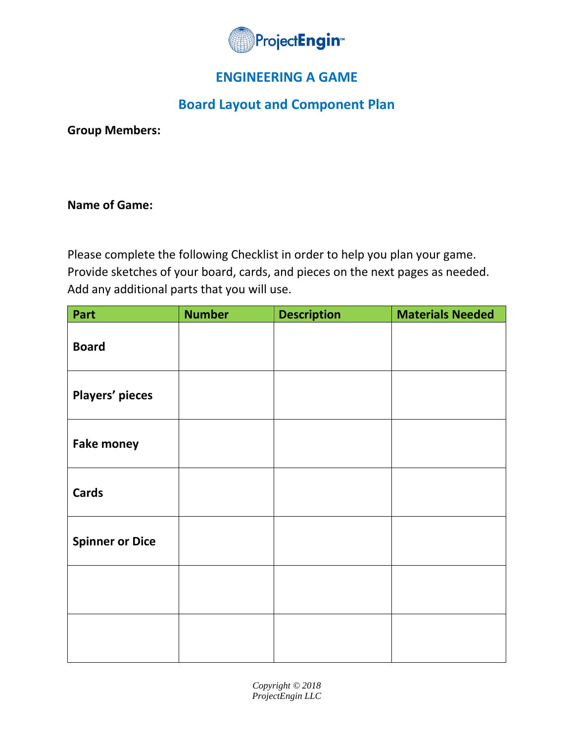# ENGINEERING A GAME

## Board Layout and Component Plan

**Group Members:**

**Name of Game:**

Please complete the following Checklist in order to help you plan your game. Provide sketches of your board, cards, and pieces on the next pages as needed. Add any additional parts that you will use.

| Part | Number | Description | Materials Needed |
|---|---|---|---|
| **Board** | | | |
| **Players' pieces** | | | |
| **Fake money** | | | |
| **Cards** | | | |
| **Spinner or Dice** | | | |
| | | | |
| | | | |

*Copyright © 2018*
*ProjectEngin LLC*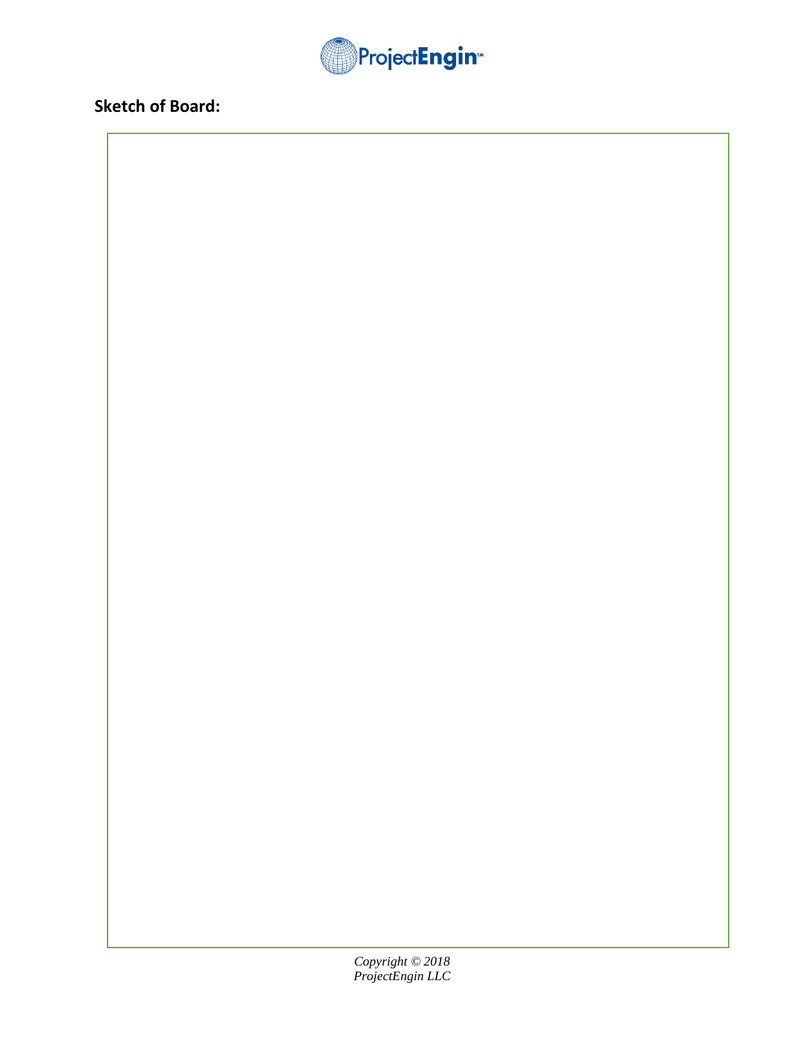**Sketch of Board:**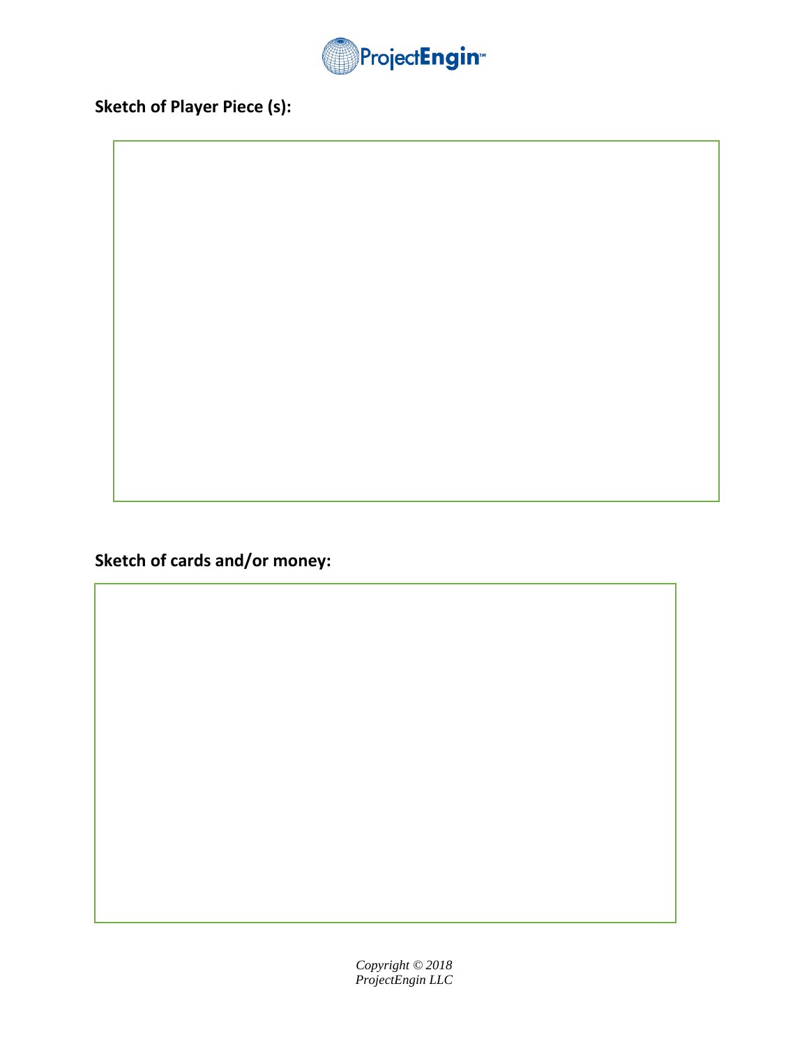**Sketch of Player Piece (s):**

**Sketch of cards and/or money:**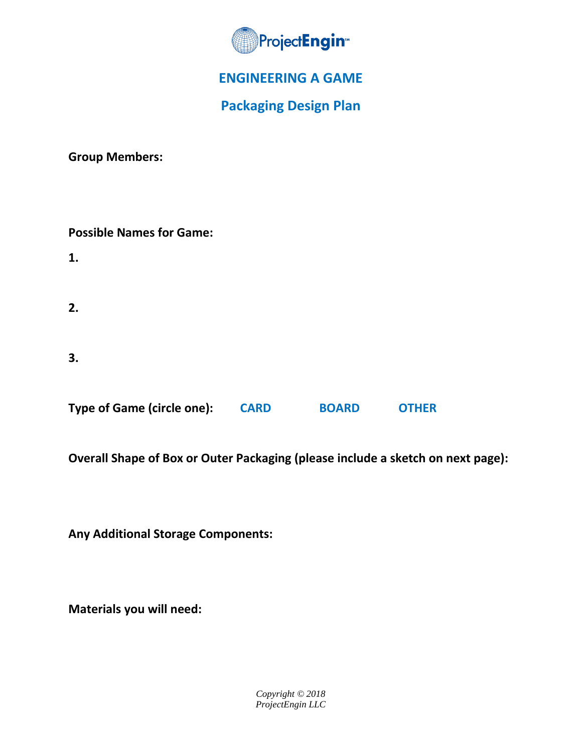# ENGINEERING A GAME

## Packaging Design Plan

**Group Members:**

**Possible Names for Game:**

**1.**

**2.**

**3.**

**Type of Game (circle one):** **CARD** **BOARD** **OTHER**

**Overall Shape of Box or Outer Packaging (please include a sketch on next page):**

**Any Additional Storage Components:**

**Materials you will need:**

*Copyright © 2018 ProjectEngin LLC*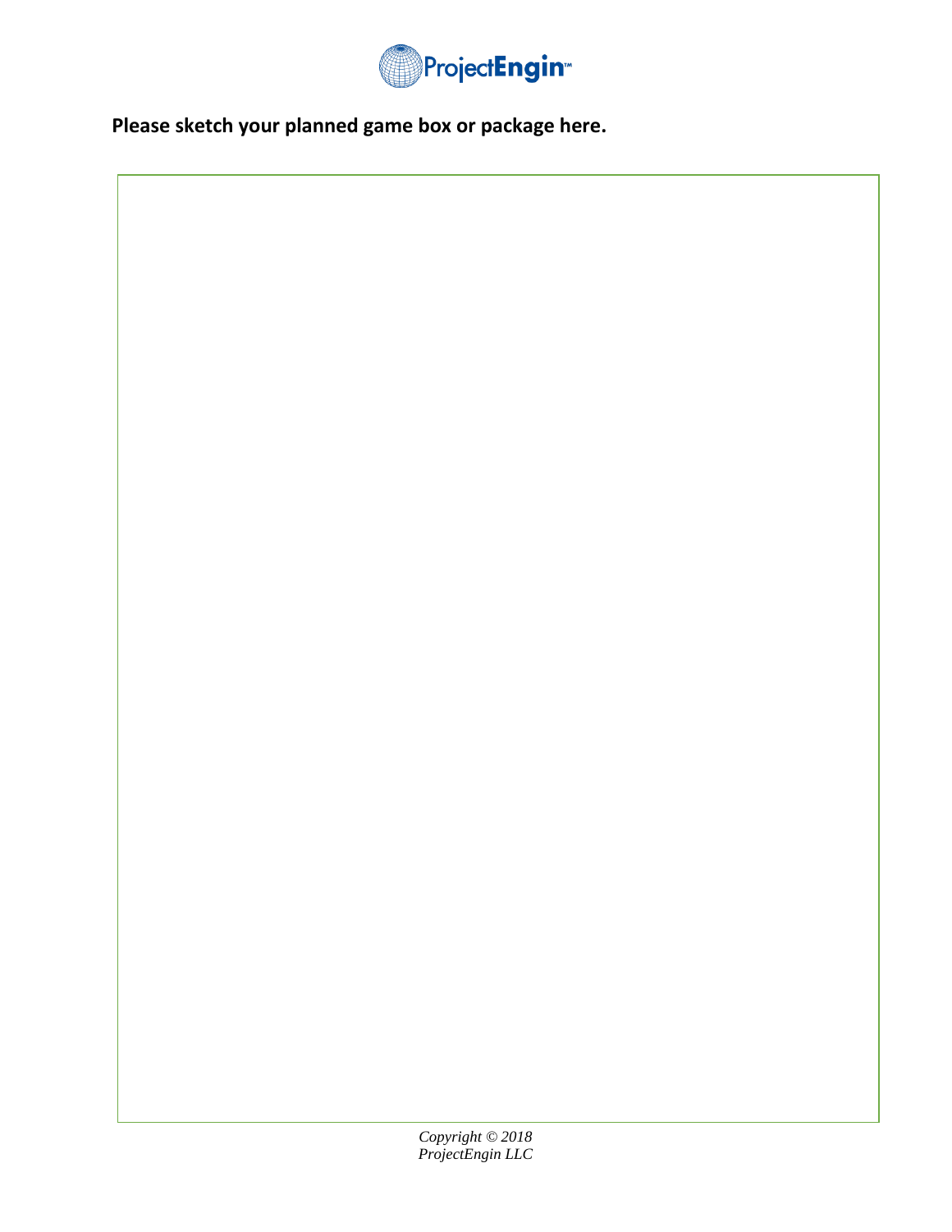**Please sketch your planned game box or package here.**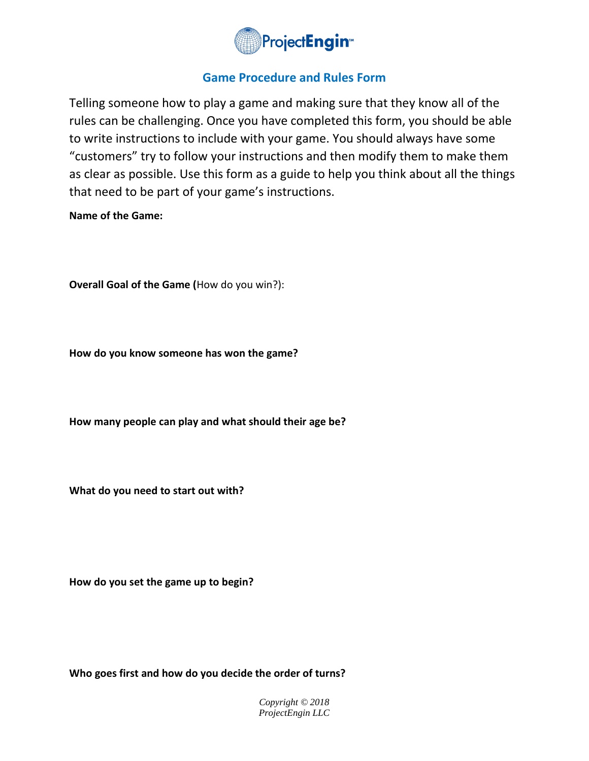## Game Procedure and Rules Form

Telling someone how to play a game and making sure that they know all of the rules can be challenging. Once you have completed this form, you should be able to write instructions to include with your game. You should always have some "customers" try to follow your instructions and then modify them to make them as clear as possible. Use this form as a guide to help you think about all the things that need to be part of your game's instructions.

**Name of the Game:**

**Overall Goal of the Game (**How do you win?):

**How do you know someone has won the game?**

**How many people can play and what should their age be?**

**What do you need to start out with?**

**How do you set the game up to begin?**

**Who goes first and how do you decide the order of turns?**

*Copyright © 2018*
*ProjectEngin LLC*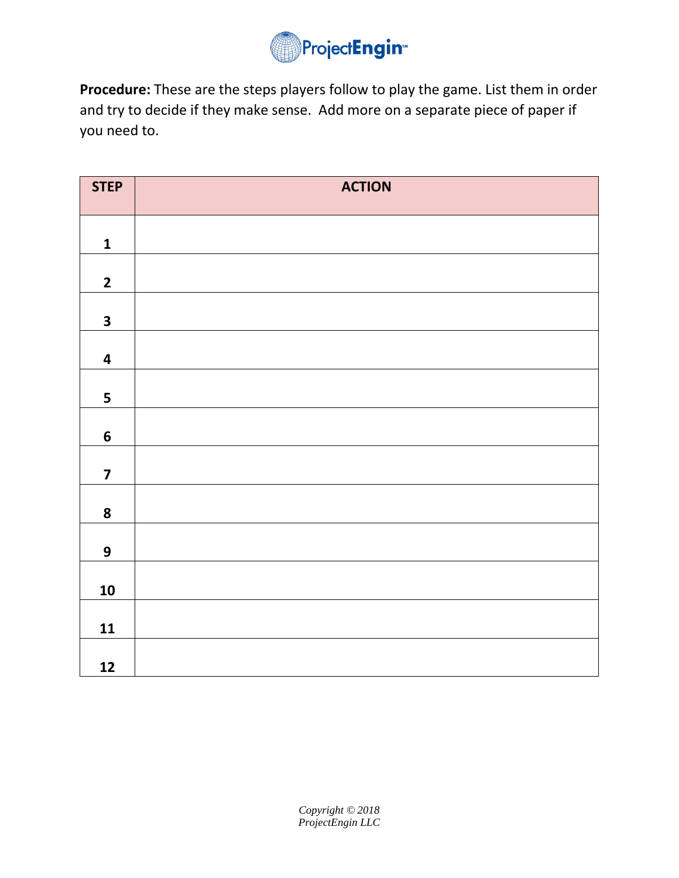**Procedure:** These are the steps players follow to play the game. List them in order and try to decide if they make sense. Add more on a separate piece of paper if you need to.

| STEP | ACTION |
| --- | --- |
| 1 | |
| 2 | |
| 3 | |
| 4 | |
| 5 | |
| 6 | |
| 7 | |
| 8 | |
| 9 | |
| 10 | |
| 11 | |
| 12 | |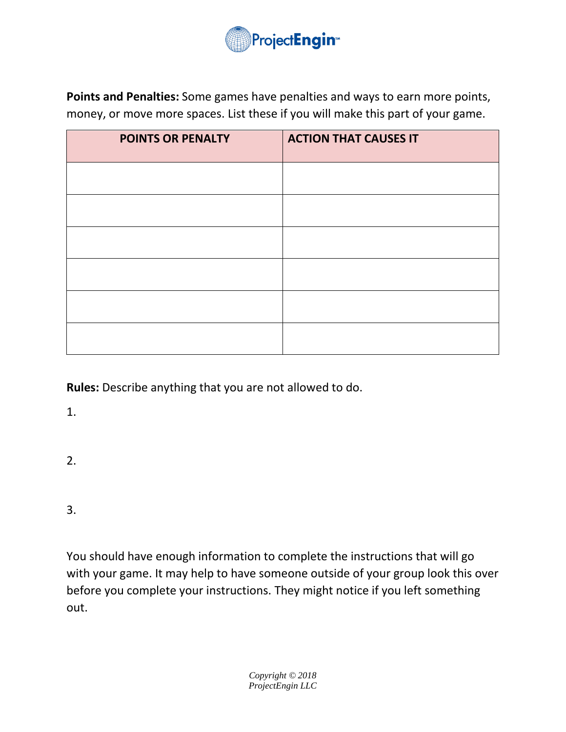**Points and Penalties:** Some games have penalties and ways to earn more points, money, or move more spaces. List these if you will make this part of your game.

| POINTS OR PENALTY | ACTION THAT CAUSES IT |
| --- | --- |
| | |
| | |
| | |
| | |
| | |
| | |

**Rules:** Describe anything that you are not allowed to do.

1.

2.

3.

You should have enough information to complete the instructions that will go with your game. It may help to have someone outside of your group look this over before you complete your instructions. They might notice if you left something out.